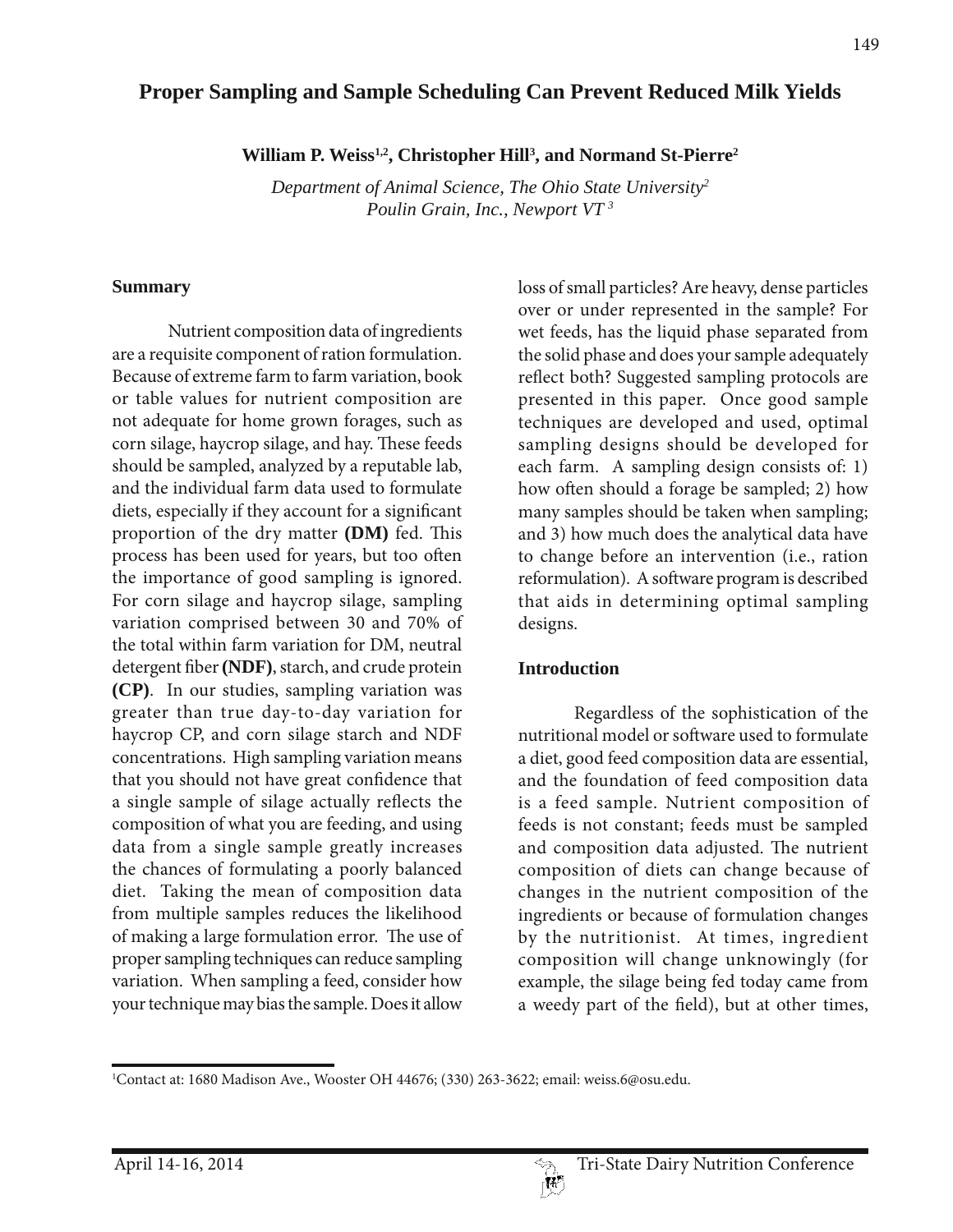# Proper Sampling and Sample Scheduling Can Prevent Reduced Milk Yields

**William P. Weiss[1,2], Christopher Hill[3], and Normand St-Pierre[2]**

*Department of Animal Science, The Ohio State University[2]*
*Poulin Grain, Inc., Newport VT [3]*

## Summary

Nutrient composition data of ingredients are a requisite component of ration formulation. Because of extreme farm to farm variation, book or table values for nutrient composition are not adequate for home grown forages, such as corn silage, haycrop silage, and hay. These feeds should be sampled, analyzed by a reputable lab, and the individual farm data used to formulate diets, especially if they account for a significant proportion of the dry matter **(DM)** fed. This process has been used for years, but too often the importance of good sampling is ignored. For corn silage and haycrop silage, sampling variation comprised between 30 and 70% of the total within farm variation for DM, neutral detergent fiber **(NDF)**, starch, and crude protein **(CP)**. In our studies, sampling variation was greater than true day-to-day variation for haycrop CP, and corn silage starch and NDF concentrations. High sampling variation means that you should not have great confidence that a single sample of silage actually reflects the composition of what you are feeding, and using data from a single sample greatly increases the chances of formulating a poorly balanced diet. Taking the mean of composition data from multiple samples reduces the likelihood of making a large formulation error. The use of proper sampling techniques can reduce sampling variation. When sampling a feed, consider how your technique may bias the sample. Does it allow loss of small particles? Are heavy, dense particles over or under represented in the sample? For wet feeds, has the liquid phase separated from the solid phase and does your sample adequately reflect both? Suggested sampling protocols are presented in this paper. Once good sample techniques are developed and used, optimal sampling designs should be developed for each farm. A sampling design consists of: 1) how often should a forage be sampled; 2) how many samples should be taken when sampling; and 3) how much does the analytical data have to change before an intervention (i.e., ration reformulation). A software program is described that aids in determining optimal sampling designs.

## Introduction

Regardless of the sophistication of the nutritional model or software used to formulate a diet, good feed composition data are essential, and the foundation of feed composition data is a feed sample. Nutrient composition of feeds is not constant; feeds must be sampled and composition data adjusted. The nutrient composition of diets can change because of changes in the nutrient composition of the ingredients or because of formulation changes by the nutritionist. At times, ingredient composition will change unknowingly (for example, the silage being fed today came from a weedy part of the field), but at other times,

[1]Contact at: 1680 Madison Ave., Wooster OH 44676; (330) 263-3622; email: weiss.6@osu.edu.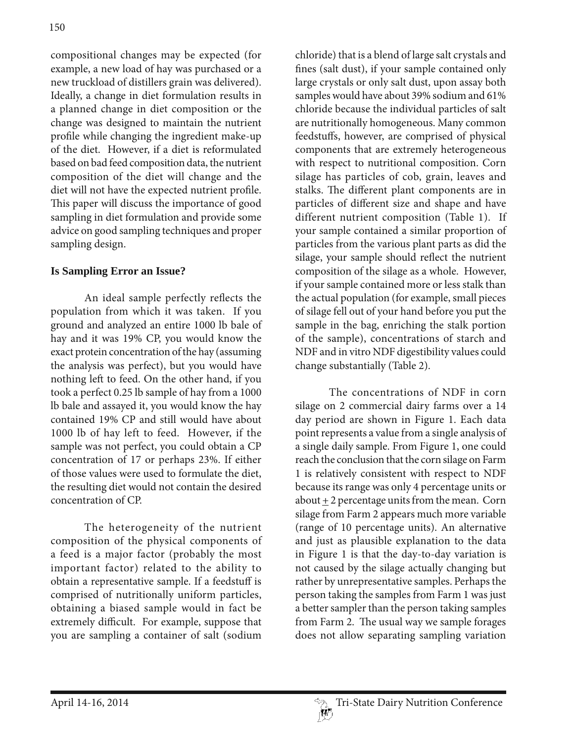compositional changes may be expected (for example, a new load of hay was purchased or a new truckload of distillers grain was delivered). Ideally, a change in diet formulation results in a planned change in diet composition or the change was designed to maintain the nutrient profile while changing the ingredient make-up of the diet. However, if a diet is reformulated based on bad feed composition data, the nutrient composition of the diet will change and the diet will not have the expected nutrient profile. This paper will discuss the importance of good sampling in diet formulation and provide some advice on good sampling techniques and proper sampling design.

## Is Sampling Error an Issue?

An ideal sample perfectly reflects the population from which it was taken. If you ground and analyzed an entire 1000 lb bale of hay and it was 19% CP, you would know the exact protein concentration of the hay (assuming the analysis was perfect), but you would have nothing left to feed. On the other hand, if you took a perfect 0.25 lb sample of hay from a 1000 lb bale and assayed it, you would know the hay contained 19% CP and still would have about 1000 lb of hay left to feed. However, if the sample was not perfect, you could obtain a CP concentration of 17 or perhaps 23%. If either of those values were used to formulate the diet, the resulting diet would not contain the desired concentration of CP.

The heterogeneity of the nutrient composition of the physical components of a feed is a major factor (probably the most important factor) related to the ability to obtain a representative sample. If a feedstuff is comprised of nutritionally uniform particles, obtaining a biased sample would in fact be extremely difficult. For example, suppose that you are sampling a container of salt (sodium chloride) that is a blend of large salt crystals and fines (salt dust), if your sample contained only large crystals or only salt dust, upon assay both samples would have about 39% sodium and 61% chloride because the individual particles of salt are nutritionally homogeneous. Many common feedstuffs, however, are comprised of physical components that are extremely heterogeneous with respect to nutritional composition. Corn silage has particles of cob, grain, leaves and stalks. The different plant components are in particles of different size and shape and have different nutrient composition (Table 1). If your sample contained a similar proportion of particles from the various plant parts as did the silage, your sample should reflect the nutrient composition of the silage as a whole. However, if your sample contained more or less stalk than the actual population (for example, small pieces of silage fell out of your hand before you put the sample in the bag, enriching the stalk portion of the sample), concentrations of starch and NDF and in vitro NDF digestibility values could change substantially (Table 2).

The concentrations of NDF in corn silage on 2 commercial dairy farms over a 14 day period are shown in Figure 1. Each data point represents a value from a single analysis of a single daily sample. From Figure 1, one could reach the conclusion that the corn silage on Farm 1 is relatively consistent with respect to NDF because its range was only 4 percentage units or about $\pm$ 2 percentage units from the mean. Corn silage from Farm 2 appears much more variable (range of 10 percentage units). An alternative and just as plausible explanation to the data in Figure 1 is that the day-to-day variation is not caused by the silage actually changing but rather by unrepresentative samples. Perhaps the person taking the samples from Farm 1 was just a better sampler than the person taking samples from Farm 2. The usual way we sample forages does not allow separating sampling variation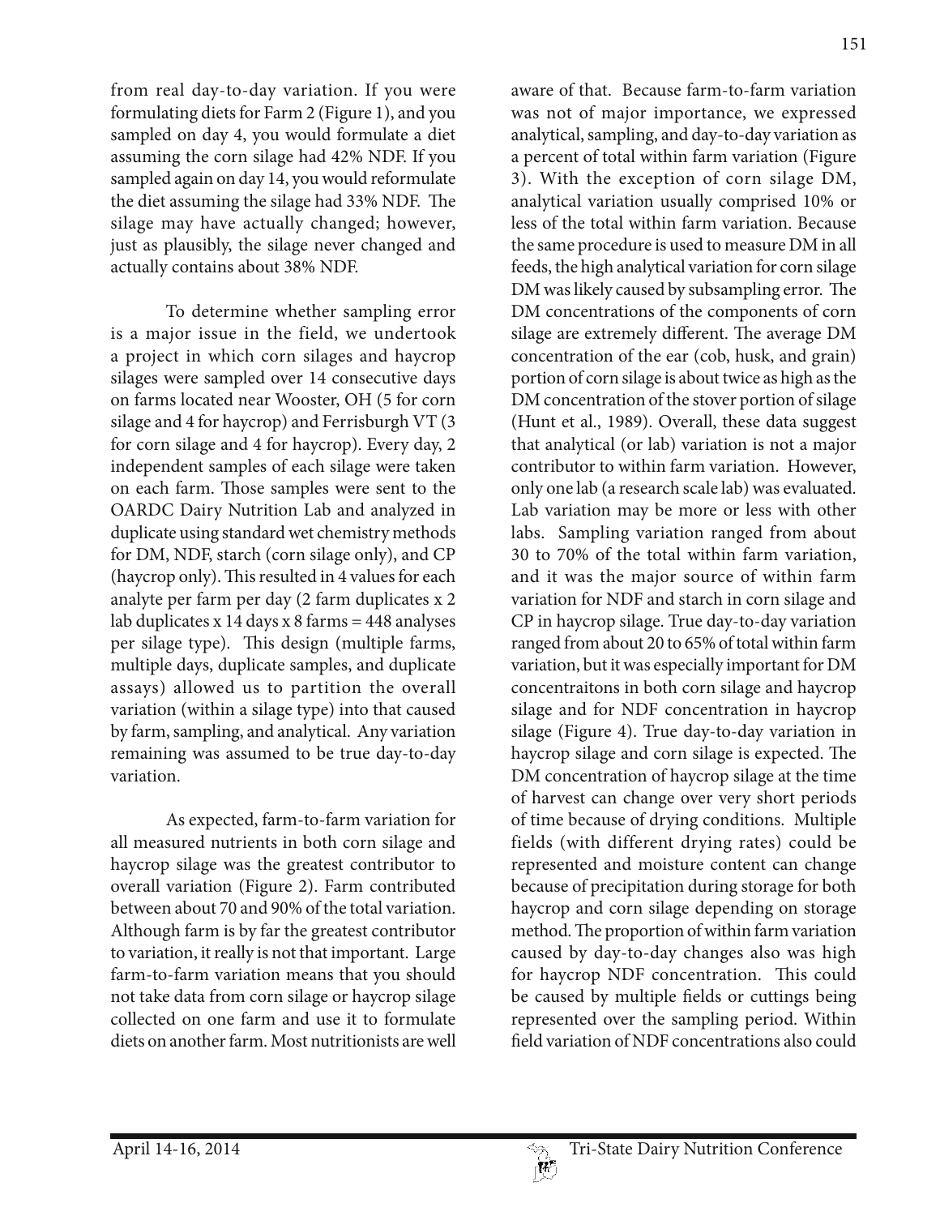from real day-to-day variation. If you were formulating diets for Farm 2 (Figure 1), and you sampled on day 4, you would formulate a diet assuming the corn silage had 42% NDF. If you sampled again on day 14, you would reformulate the diet assuming the silage had 33% NDF. The silage may have actually changed; however, just as plausibly, the silage never changed and actually contains about 38% NDF.

To determine whether sampling error is a major issue in the field, we undertook a project in which corn silages and haycrop silages were sampled over 14 consecutive days on farms located near Wooster, OH (5 for corn silage and 4 for haycrop) and Ferrisburgh VT (3 for corn silage and 4 for haycrop). Every day, 2 independent samples of each silage were taken on each farm. Those samples were sent to the OARDC Dairy Nutrition Lab and analyzed in duplicate using standard wet chemistry methods for DM, NDF, starch (corn silage only), and CP (haycrop only). This resulted in 4 values for each analyte per farm per day (2 farm duplicates x 2 lab duplicates x 14 days x 8 farms = 448 analyses per silage type). This design (multiple farms, multiple days, duplicate samples, and duplicate assays) allowed us to partition the overall variation (within a silage type) into that caused by farm, sampling, and analytical. Any variation remaining was assumed to be true day-to-day variation.

As expected, farm-to-farm variation for all measured nutrients in both corn silage and haycrop silage was the greatest contributor to overall variation (Figure 2). Farm contributed between about 70 and 90% of the total variation. Although farm is by far the greatest contributor to variation, it really is not that important. Large farm-to-farm variation means that you should not take data from corn silage or haycrop silage collected on one farm and use it to formulate diets on another farm. Most nutritionists are well aware of that. Because farm-to-farm variation was not of major importance, we expressed analytical, sampling, and day-to-day variation as a percent of total within farm variation (Figure 3). With the exception of corn silage DM, analytical variation usually comprised 10% or less of the total within farm variation. Because the same procedure is used to measure DM in all feeds, the high analytical variation for corn silage DM was likely caused by subsampling error. The DM concentrations of the components of corn silage are extremely different. The average DM concentration of the ear (cob, husk, and grain) portion of corn silage is about twice as high as the DM concentration of the stover portion of silage (Hunt et al., 1989). Overall, these data suggest that analytical (or lab) variation is not a major contributor to within farm variation. However, only one lab (a research scale lab) was evaluated. Lab variation may be more or less with other labs. Sampling variation ranged from about 30 to 70% of the total within farm variation, and it was the major source of within farm variation for NDF and starch in corn silage and CP in haycrop silage. True day-to-day variation ranged from about 20 to 65% of total within farm variation, but it was especially important for DM concentraitons in both corn silage and haycrop silage and for NDF concentration in haycrop silage (Figure 4). True day-to-day variation in haycrop silage and corn silage is expected. The DM concentration of haycrop silage at the time of harvest can change over very short periods of time because of drying conditions. Multiple fields (with different drying rates) could be represented and moisture content can change because of precipitation during storage for both haycrop and corn silage depending on storage method. The proportion of within farm variation caused by day-to-day changes also was high for haycrop NDF concentration. This could be caused by multiple fields or cuttings being represented over the sampling period. Within field variation of NDF concentrations also could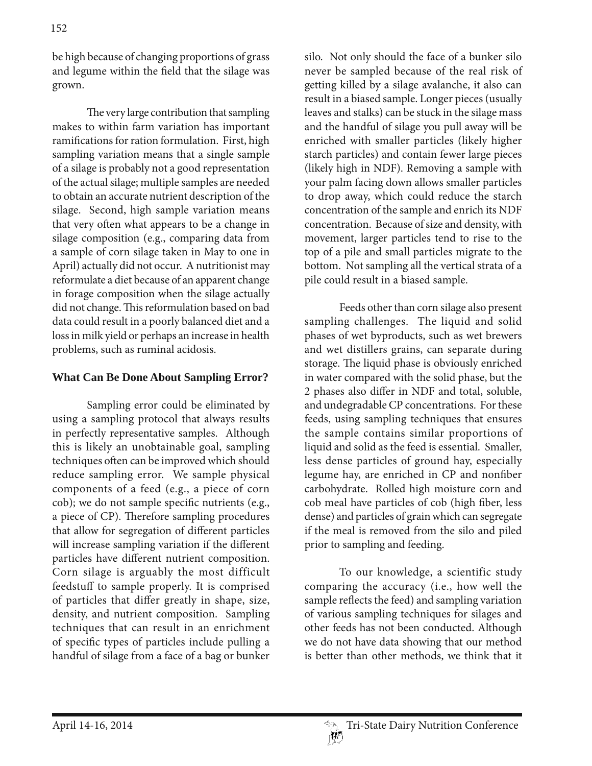be high because of changing proportions of grass and legume within the field that the silage was grown.

The very large contribution that sampling makes to within farm variation has important ramifications for ration formulation. First, high sampling variation means that a single sample of a silage is probably not a good representation of the actual silage; multiple samples are needed to obtain an accurate nutrient description of the silage. Second, high sample variation means that very often what appears to be a change in silage composition (e.g., comparing data from a sample of corn silage taken in May to one in April) actually did not occur. A nutritionist may reformulate a diet because of an apparent change in forage composition when the silage actually did not change. This reformulation based on bad data could result in a poorly balanced diet and a loss in milk yield or perhaps an increase in health problems, such as ruminal acidosis.

## What Can Be Done About Sampling Error?

Sampling error could be eliminated by using a sampling protocol that always results in perfectly representative samples. Although this is likely an unobtainable goal, sampling techniques often can be improved which should reduce sampling error. We sample physical components of a feed (e.g., a piece of corn cob); we do not sample specific nutrients (e.g., a piece of CP). Therefore sampling procedures that allow for segregation of different particles will increase sampling variation if the different particles have different nutrient composition. Corn silage is arguably the most difficult feedstuff to sample properly. It is comprised of particles that differ greatly in shape, size, density, and nutrient composition. Sampling techniques that can result in an enrichment of specific types of particles include pulling a handful of silage from a face of a bag or bunker silo. Not only should the face of a bunker silo never be sampled because of the real risk of getting killed by a silage avalanche, it also can result in a biased sample. Longer pieces (usually leaves and stalks) can be stuck in the silage mass and the handful of silage you pull away will be enriched with smaller particles (likely higher starch particles) and contain fewer large pieces (likely high in NDF). Removing a sample with your palm facing down allows smaller particles to drop away, which could reduce the starch concentration of the sample and enrich its NDF concentration. Because of size and density, with movement, larger particles tend to rise to the top of a pile and small particles migrate to the bottom. Not sampling all the vertical strata of a pile could result in a biased sample.

Feeds other than corn silage also present sampling challenges. The liquid and solid phases of wet byproducts, such as wet brewers and wet distillers grains, can separate during storage. The liquid phase is obviously enriched in water compared with the solid phase, but the 2 phases also differ in NDF and total, soluble, and undegradable CP concentrations. For these feeds, using sampling techniques that ensures the sample contains similar proportions of liquid and solid as the feed is essential. Smaller, less dense particles of ground hay, especially legume hay, are enriched in CP and nonfiber carbohydrate. Rolled high moisture corn and cob meal have particles of cob (high fiber, less dense) and particles of grain which can segregate if the meal is removed from the silo and piled prior to sampling and feeding.

To our knowledge, a scientific study comparing the accuracy (i.e., how well the sample reflects the feed) and sampling variation of various sampling techniques for silages and other feeds has not been conducted. Although we do not have data showing that our method is better than other methods, we think that it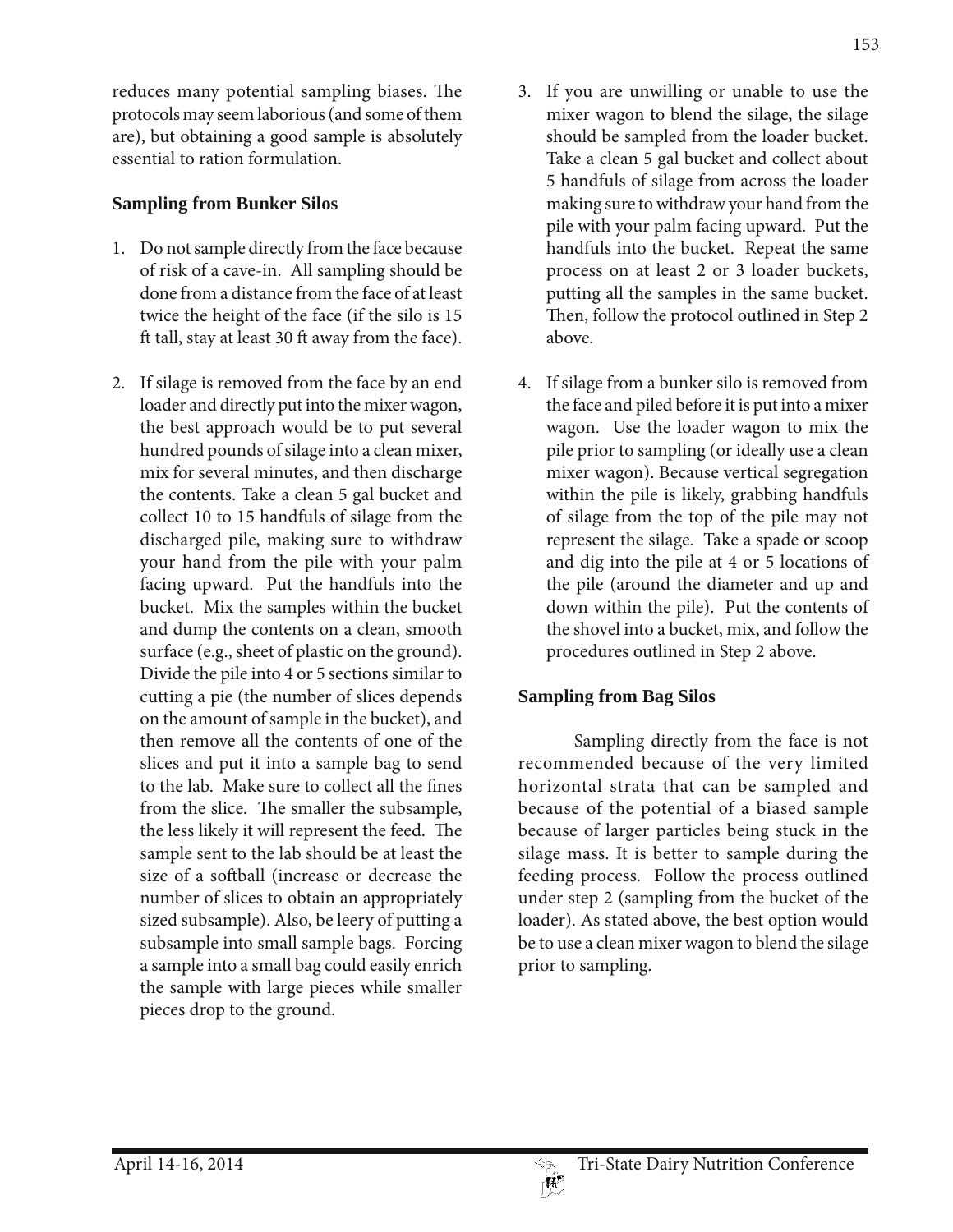reduces many potential sampling biases. The protocols may seem laborious (and some of them are), but obtaining a good sample is absolutely essential to ration formulation.

### Sampling from Bunker Silos

1. Do not sample directly from the face because of risk of a cave-in. All sampling should be done from a distance from the face of at least twice the height of the face (if the silo is 15 ft tall, stay at least 30 ft away from the face).

2. If silage is removed from the face by an end loader and directly put into the mixer wagon, the best approach would be to put several hundred pounds of silage into a clean mixer, mix for several minutes, and then discharge the contents. Take a clean 5 gal bucket and collect 10 to 15 handfuls of silage from the discharged pile, making sure to withdraw your hand from the pile with your palm facing upward. Put the handfuls into the bucket. Mix the samples within the bucket and dump the contents on a clean, smooth surface (e.g., sheet of plastic on the ground). Divide the pile into 4 or 5 sections similar to cutting a pie (the number of slices depends on the amount of sample in the bucket), and then remove all the contents of one of the slices and put it into a sample bag to send to the lab. Make sure to collect all the fines from the slice. The smaller the subsample, the less likely it will represent the feed. The sample sent to the lab should be at least the size of a softball (increase or decrease the number of slices to obtain an appropriately sized subsample). Also, be leery of putting a subsample into small sample bags. Forcing a sample into a small bag could easily enrich the sample with large pieces while smaller pieces drop to the ground.

3. If you are unwilling or unable to use the mixer wagon to blend the silage, the silage should be sampled from the loader bucket. Take a clean 5 gal bucket and collect about 5 handfuls of silage from across the loader making sure to withdraw your hand from the pile with your palm facing upward. Put the handfuls into the bucket. Repeat the same process on at least 2 or 3 loader buckets, putting all the samples in the same bucket. Then, follow the protocol outlined in Step 2 above.

4. If silage from a bunker silo is removed from the face and piled before it is put into a mixer wagon. Use the loader wagon to mix the pile prior to sampling (or ideally use a clean mixer wagon). Because vertical segregation within the pile is likely, grabbing handfuls of silage from the top of the pile may not represent the silage. Take a spade or scoop and dig into the pile at 4 or 5 locations of the pile (around the diameter and up and down within the pile). Put the contents of the shovel into a bucket, mix, and follow the procedures outlined in Step 2 above.

### Sampling from Bag Silos

Sampling directly from the face is not recommended because of the very limited horizontal strata that can be sampled and because of the potential of a biased sample because of larger particles being stuck in the silage mass. It is better to sample during the feeding process. Follow the process outlined under step 2 (sampling from the bucket of the loader). As stated above, the best option would be to use a clean mixer wagon to blend the silage prior to sampling.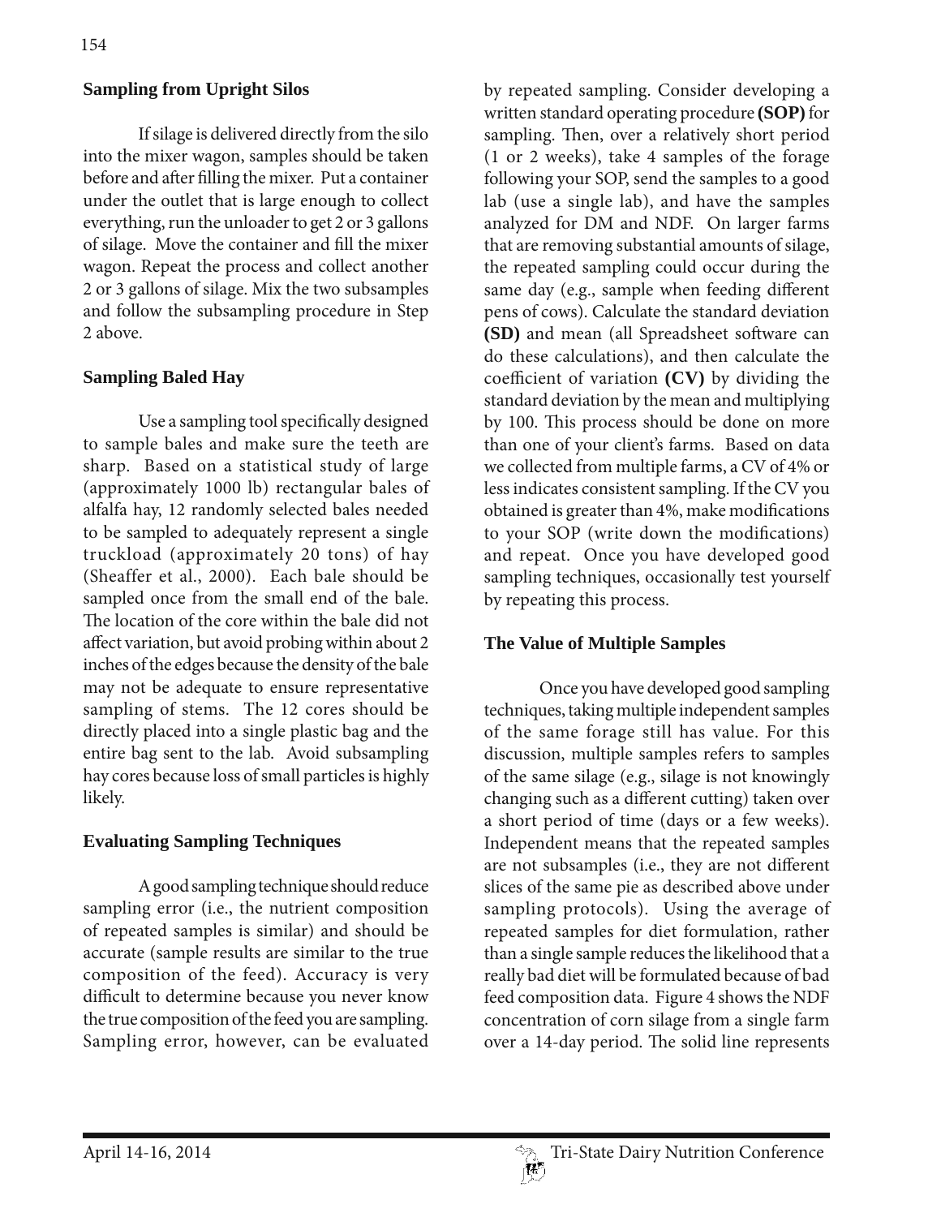### Sampling from Upright Silos

If silage is delivered directly from the silo into the mixer wagon, samples should be taken before and after filling the mixer. Put a container under the outlet that is large enough to collect everything, run the unloader to get 2 or 3 gallons of silage. Move the container and fill the mixer wagon. Repeat the process and collect another 2 or 3 gallons of silage. Mix the two subsamples and follow the subsampling procedure in Step 2 above.

### Sampling Baled Hay

Use a sampling tool specifically designed to sample bales and make sure the teeth are sharp. Based on a statistical study of large (approximately 1000 lb) rectangular bales of alfalfa hay, 12 randomly selected bales needed to be sampled to adequately represent a single truckload (approximately 20 tons) of hay (Sheaffer et al., 2000). Each bale should be sampled once from the small end of the bale. The location of the core within the bale did not affect variation, but avoid probing within about 2 inches of the edges because the density of the bale may not be adequate to ensure representative sampling of stems. The 12 cores should be directly placed into a single plastic bag and the entire bag sent to the lab. Avoid subsampling hay cores because loss of small particles is highly likely.

### Evaluating Sampling Techniques

A good sampling technique should reduce sampling error (i.e., the nutrient composition of repeated samples is similar) and should be accurate (sample results are similar to the true composition of the feed). Accuracy is very difficult to determine because you never know the true composition of the feed you are sampling. Sampling error, however, can be evaluated by repeated sampling. Consider developing a written standard operating procedure **(SOP)** for sampling. Then, over a relatively short period (1 or 2 weeks), take 4 samples of the forage following your SOP, send the samples to a good lab (use a single lab), and have the samples analyzed for DM and NDF. On larger farms that are removing substantial amounts of silage, the repeated sampling could occur during the same day (e.g., sample when feeding different pens of cows). Calculate the standard deviation **(SD)** and mean (all Spreadsheet software can do these calculations), and then calculate the coefficient of variation **(CV)** by dividing the standard deviation by the mean and multiplying by 100. This process should be done on more than one of your client's farms. Based on data we collected from multiple farms, a CV of 4% or less indicates consistent sampling. If the CV you obtained is greater than 4%, make modifications to your SOP (write down the modifications) and repeat. Once you have developed good sampling techniques, occasionally test yourself by repeating this process.

### The Value of Multiple Samples

Once you have developed good sampling techniques, taking multiple independent samples of the same forage still has value. For this discussion, multiple samples refers to samples of the same silage (e.g., silage is not knowingly changing such as a different cutting) taken over a short period of time (days or a few weeks). Independent means that the repeated samples are not subsamples (i.e., they are not different slices of the same pie as described above under sampling protocols). Using the average of repeated samples for diet formulation, rather than a single sample reduces the likelihood that a really bad diet will be formulated because of bad feed composition data. Figure 4 shows the NDF concentration of corn silage from a single farm over a 14-day period. The solid line represents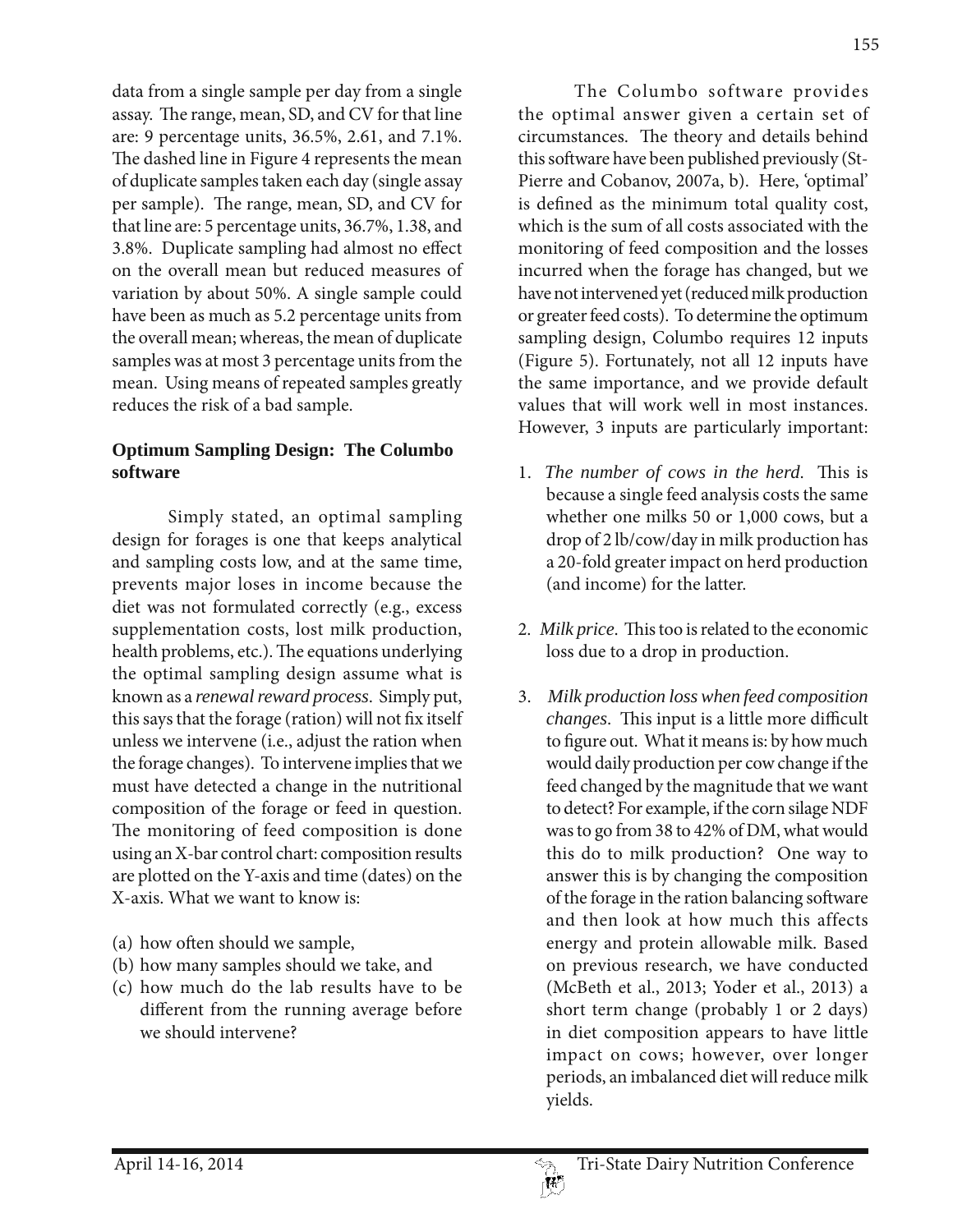data from a single sample per day from a single assay. The range, mean, SD, and CV for that line are: 9 percentage units, 36.5%, 2.61, and 7.1%. The dashed line in Figure 4 represents the mean of duplicate samples taken each day (single assay per sample). The range, mean, SD, and CV for that line are: 5 percentage units, 36.7%, 1.38, and 3.8%. Duplicate sampling had almost no effect on the overall mean but reduced measures of variation by about 50%. A single sample could have been as much as 5.2 percentage units from the overall mean; whereas, the mean of duplicate samples was at most 3 percentage units from the mean. Using means of repeated samples greatly reduces the risk of a bad sample.

## Optimum Sampling Design: The Columbo software

Simply stated, an optimal sampling design for forages is one that keeps analytical and sampling costs low, and at the same time, prevents major loses in income because the diet was not formulated correctly (e.g., excess supplementation costs, lost milk production, health problems, etc.). The equations underlying the optimal sampling design assume what is known as a *renewal reward process*. Simply put, this says that the forage (ration) will not fix itself unless we intervene (i.e., adjust the ration when the forage changes). To intervene implies that we must have detected a change in the nutritional composition of the forage or feed in question. The monitoring of feed composition is done using an X-bar control chart: composition results are plotted on the Y-axis and time (dates) on the X-axis. What we want to know is:

(a) how often should we sample,
(b) how many samples should we take, and
(c) how much do the lab results have to be different from the running average before we should intervene?

The Columbo software provides the optimal answer given a certain set of circumstances. The theory and details behind this software have been published previously (St-Pierre and Cobanov, 2007a, b). Here, 'optimal' is defined as the minimum total quality cost, which is the sum of all costs associated with the monitoring of feed composition and the losses incurred when the forage has changed, but we have not intervened yet (reduced milk production or greater feed costs). To determine the optimum sampling design, Columbo requires 12 inputs (Figure 5). Fortunately, not all 12 inputs have the same importance, and we provide default values that will work well in most instances. However, 3 inputs are particularly important:

1. *The number of cows in the herd.* This is because a single feed analysis costs the same whether one milks 50 or 1,000 cows, but a drop of 2 lb/cow/day in milk production has a 20-fold greater impact on herd production (and income) for the latter.

2. *Milk price.* This too is related to the economic loss due to a drop in production.

3. *Milk production loss when feed composition changes.* This input is a little more difficult to figure out. What it means is: by how much would daily production per cow change if the feed changed by the magnitude that we want to detect? For example, if the corn silage NDF was to go from 38 to 42% of DM, what would this do to milk production? One way to answer this is by changing the composition of the forage in the ration balancing software and then look at how much this affects energy and protein allowable milk. Based on previous research, we have conducted (McBeth et al., 2013; Yoder et al., 2013) a short term change (probably 1 or 2 days) in diet composition appears to have little impact on cows; however, over longer periods, an imbalanced diet will reduce milk yields.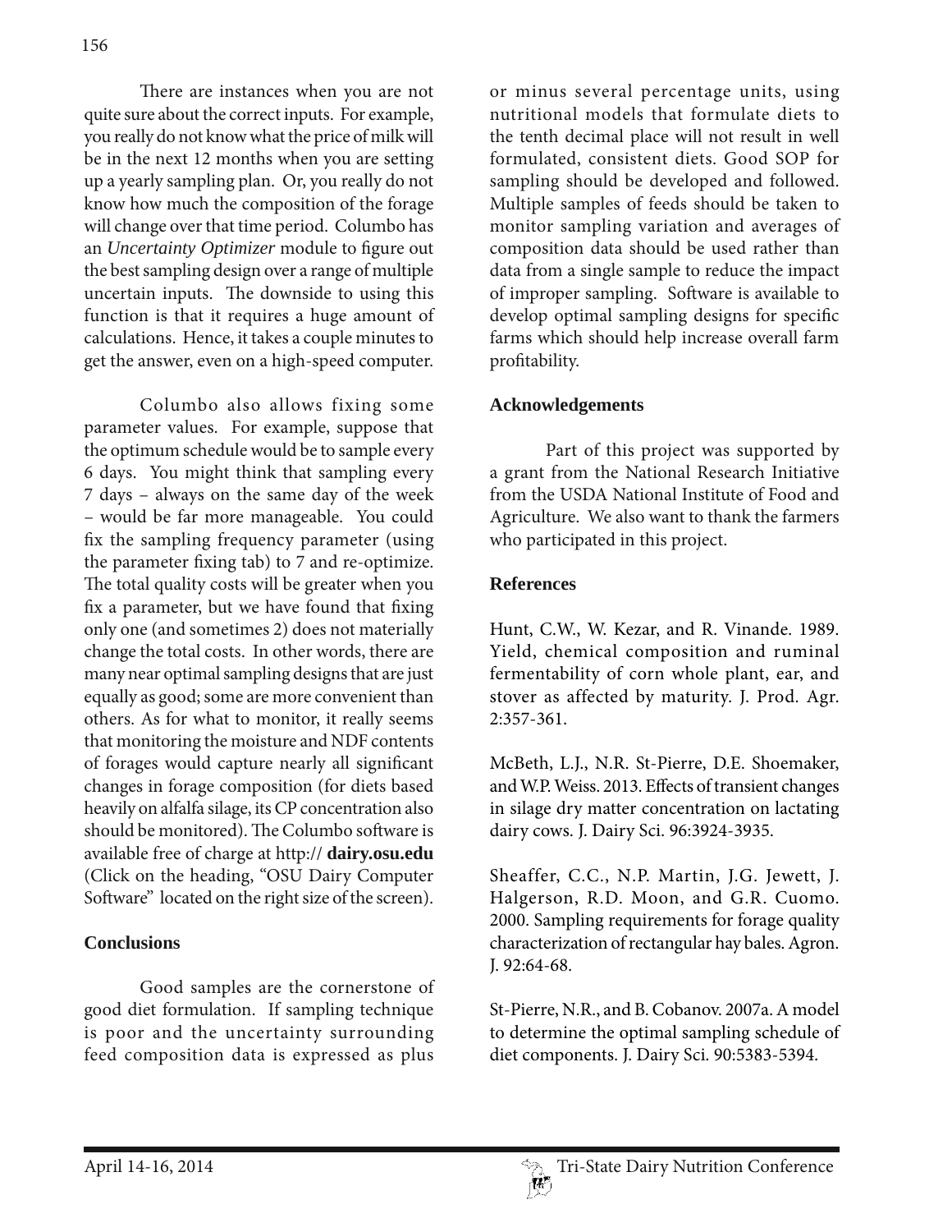There are instances when you are not quite sure about the correct inputs. For example, you really do not know what the price of milk will be in the next 12 months when you are setting up a yearly sampling plan. Or, you really do not know how much the composition of the forage will change over that time period. Columbo has an *Uncertainty Optimizer* module to figure out the best sampling design over a range of multiple uncertain inputs. The downside to using this function is that it requires a huge amount of calculations. Hence, it takes a couple minutes to get the answer, even on a high-speed computer.

Columbo also allows fixing some parameter values. For example, suppose that the optimum schedule would be to sample every 6 days. You might think that sampling every 7 days – always on the same day of the week – would be far more manageable. You could fix the sampling frequency parameter (using the parameter fixing tab) to 7 and re-optimize. The total quality costs will be greater when you fix a parameter, but we have found that fixing only one (and sometimes 2) does not materially change the total costs. In other words, there are many near optimal sampling designs that are just equally as good; some are more convenient than others. As for what to monitor, it really seems that monitoring the moisture and NDF contents of forages would capture nearly all significant changes in forage composition (for diets based heavily on alfalfa silage, its CP concentration also should be monitored). The Columbo software is available free of charge at http:// **dairy.osu.edu** (Click on the heading, "OSU Dairy Computer Software" located on the right size of the screen).

## Conclusions

Good samples are the cornerstone of good diet formulation. If sampling technique is poor and the uncertainty surrounding feed composition data is expressed as plus or minus several percentage units, using nutritional models that formulate diets to the tenth decimal place will not result in well formulated, consistent diets. Good SOP for sampling should be developed and followed. Multiple samples of feeds should be taken to monitor sampling variation and averages of composition data should be used rather than data from a single sample to reduce the impact of improper sampling. Software is available to develop optimal sampling designs for specific farms which should help increase overall farm profitability.

## Acknowledgements

Part of this project was supported by a grant from the National Research Initiative from the USDA National Institute of Food and Agriculture. We also want to thank the farmers who participated in this project.

## References

Hunt, C.W., W. Kezar, and R. Vinande. 1989. Yield, chemical composition and ruminal fermentability of corn whole plant, ear, and stover as affected by maturity. J. Prod. Agr. 2:357-361.

McBeth, L.J., N.R. St-Pierre, D.E. Shoemaker, and W.P. Weiss. 2013. Effects of transient changes in silage dry matter concentration on lactating dairy cows. J. Dairy Sci. 96:3924-3935.

Sheaffer, C.C., N.P. Martin, J.G. Jewett, J. Halgerson, R.D. Moon, and G.R. Cuomo. 2000. Sampling requirements for forage quality characterization of rectangular hay bales. Agron. J. 92:64-68.

St-Pierre, N.R., and B. Cobanov. 2007a. A model to determine the optimal sampling schedule of diet components. J. Dairy Sci. 90:5383-5394.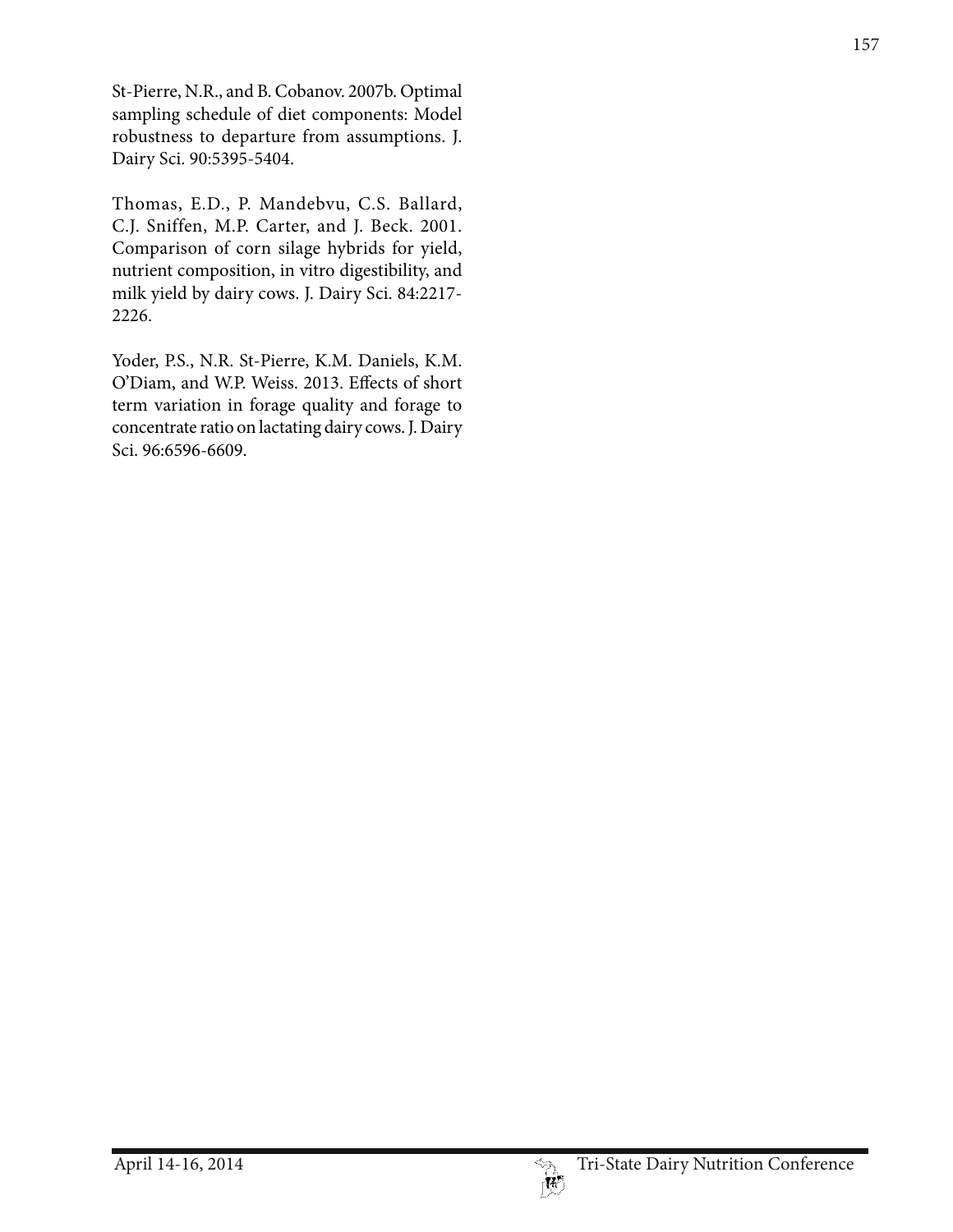St-Pierre, N.R., and B. Cobanov. 2007b. Optimal sampling schedule of diet components: Model robustness to departure from assumptions. J. Dairy Sci. 90:5395-5404.

Thomas, E.D., P. Mandebvu, C.S. Ballard, C.J. Sniffen, M.P. Carter, and J. Beck. 2001. Comparison of corn silage hybrids for yield, nutrient composition, in vitro digestibility, and milk yield by dairy cows. J. Dairy Sci. 84:2217-2226.

Yoder, P.S., N.R. St-Pierre, K.M. Daniels, K.M. O'Diam, and W.P. Weiss. 2013. Effects of short term variation in forage quality and forage to concentrate ratio on lactating dairy cows. J. Dairy Sci. 96:6596-6609.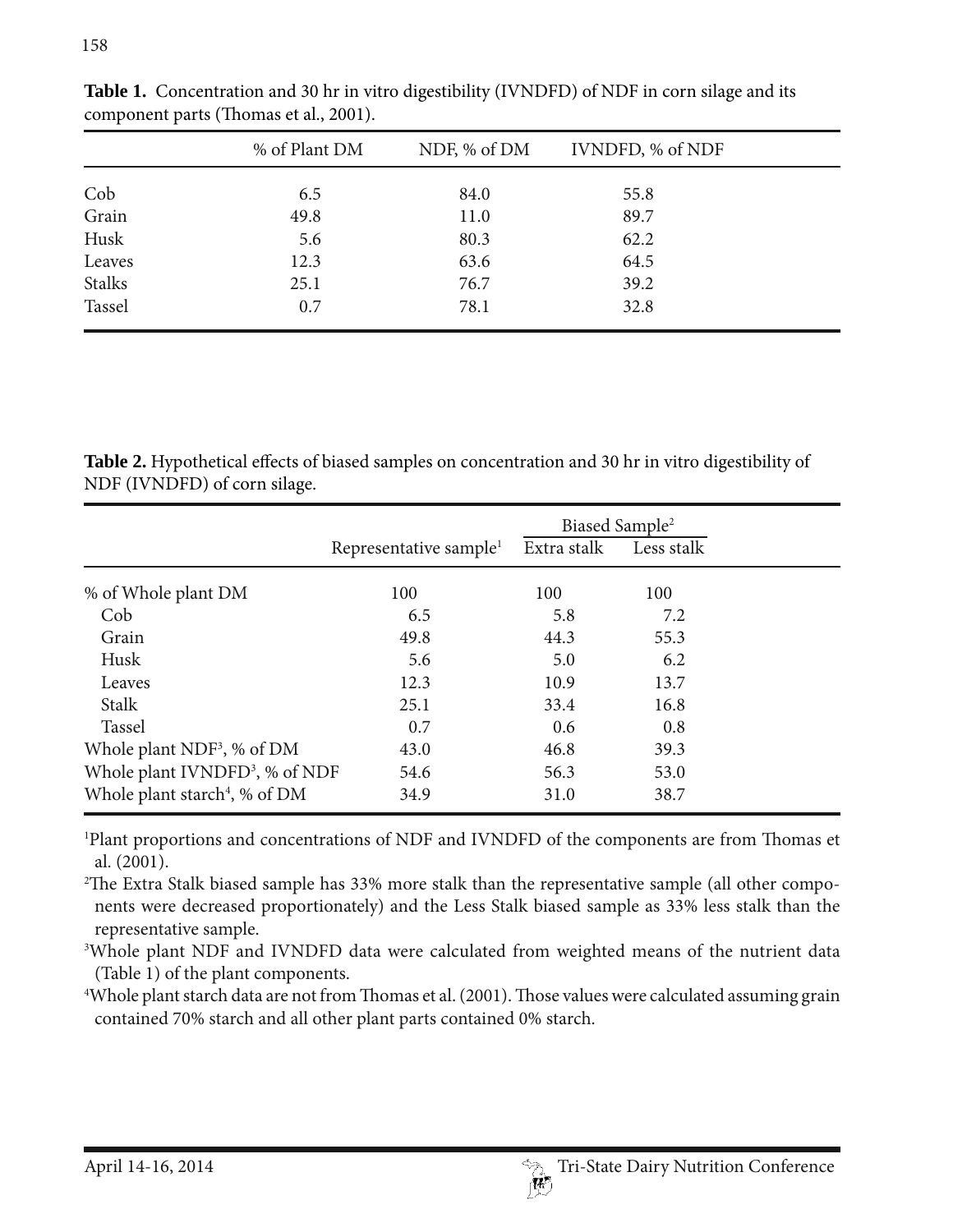**Table 1.** Concentration and 30 hr in vitro digestibility (IVNDFD) of NDF in corn silage and its component parts (Thomas et al., 2001).

| | % of Plant DM | NDF, % of DM | IVNDFD, % of NDF |
|---|---|---|---|
| Cob | 6.5 | 84.0 | 55.8 |
| Grain | 49.8 | 11.0 | 89.7 |
| Husk | 5.6 | 80.3 | 62.2 |
| Leaves | 12.3 | 63.6 | 64.5 |
| Stalks | 25.1 | 76.7 | 39.2 |
| Tassel | 0.7 | 78.1 | 32.8 |

**Table 2.** Hypothetical effects of biased samples on concentration and 30 hr in vitro digestibility of NDF (IVNDFD) of corn silage.

| | | Biased Sample[2] | |
|---|---|---|---|
| | Representative sample[1] | Extra stalk | Less stalk |
| % of Whole plant DM | 100 | 100 | 100 |
| Cob | 6.5 | 5.8 | 7.2 |
| Grain | 49.8 | 44.3 | 55.3 |
| Husk | 5.6 | 5.0 | 6.2 |
| Leaves | 12.3 | 10.9 | 13.7 |
| Stalk | 25.1 | 33.4 | 16.8 |
| Tassel | 0.7 | 0.6 | 0.8 |
| Whole plant NDF[3], % of DM | 43.0 | 46.8 | 39.3 |
| Whole plant IVNDFD[3], % of NDF | 54.6 | 56.3 | 53.0 |
| Whole plant starch[4], % of DM | 34.9 | 31.0 | 38.7 |

[1]Plant proportions and concentrations of NDF and IVNDFD of the components are from Thomas et al. (2001).

[2]The Extra Stalk biased sample has 33% more stalk than the representative sample (all other components were decreased proportionately) and the Less Stalk biased sample as 33% less stalk than the representative sample.

[3]Whole plant NDF and IVNDFD data were calculated from weighted means of the nutrient data (Table 1) of the plant components.

[4]Whole plant starch data are not from Thomas et al. (2001). Those values were calculated assuming grain contained 70% starch and all other plant parts contained 0% starch.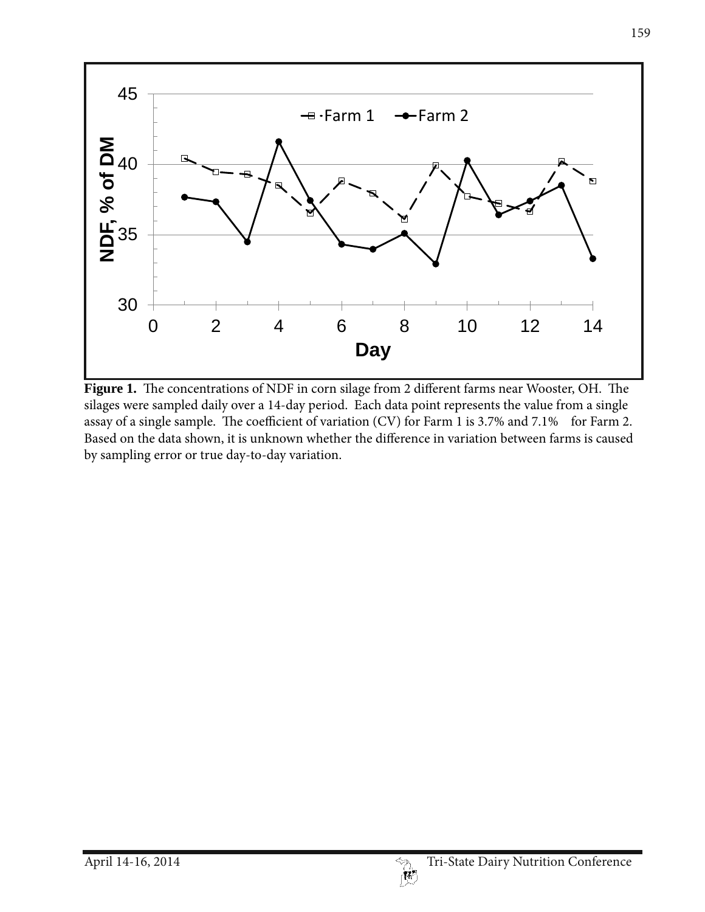**Figure 1.** The concentrations of NDF in corn silage from 2 different farms near Wooster, OH. The silages were sampled daily over a 14-day period. Each data point represents the value from a single assay of a single sample. The coefficient of variation (CV) for Farm 1 is 3.7% and 7.1% for Farm 2. Based on the data shown, it is unknown whether the difference in variation between farms is caused by sampling error or true day-to-day variation.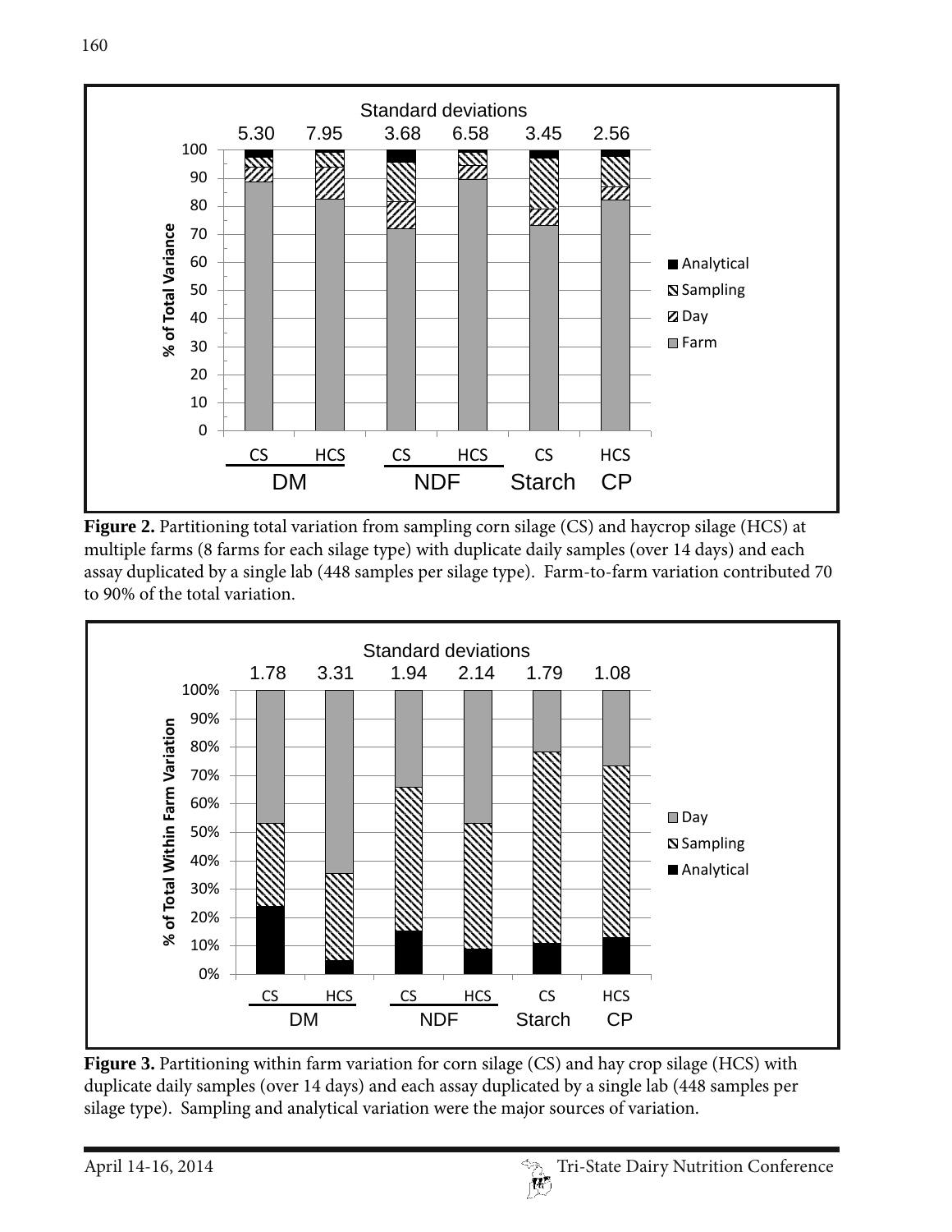**Figure 2.** Partitioning total variation from sampling corn silage (CS) and haycrop silage (HCS) at multiple farms (8 farms for each silage type) with duplicate daily samples (over 14 days) and each assay duplicated by a single lab (448 samples per silage type). Farm-to-farm variation contributed 70 to 90% of the total variation.

**Figure 3.** Partitioning within farm variation for corn silage (CS) and hay crop silage (HCS) with duplicate daily samples (over 14 days) and each assay duplicated by a single lab (448 samples per silage type). Sampling and analytical variation were the major sources of variation.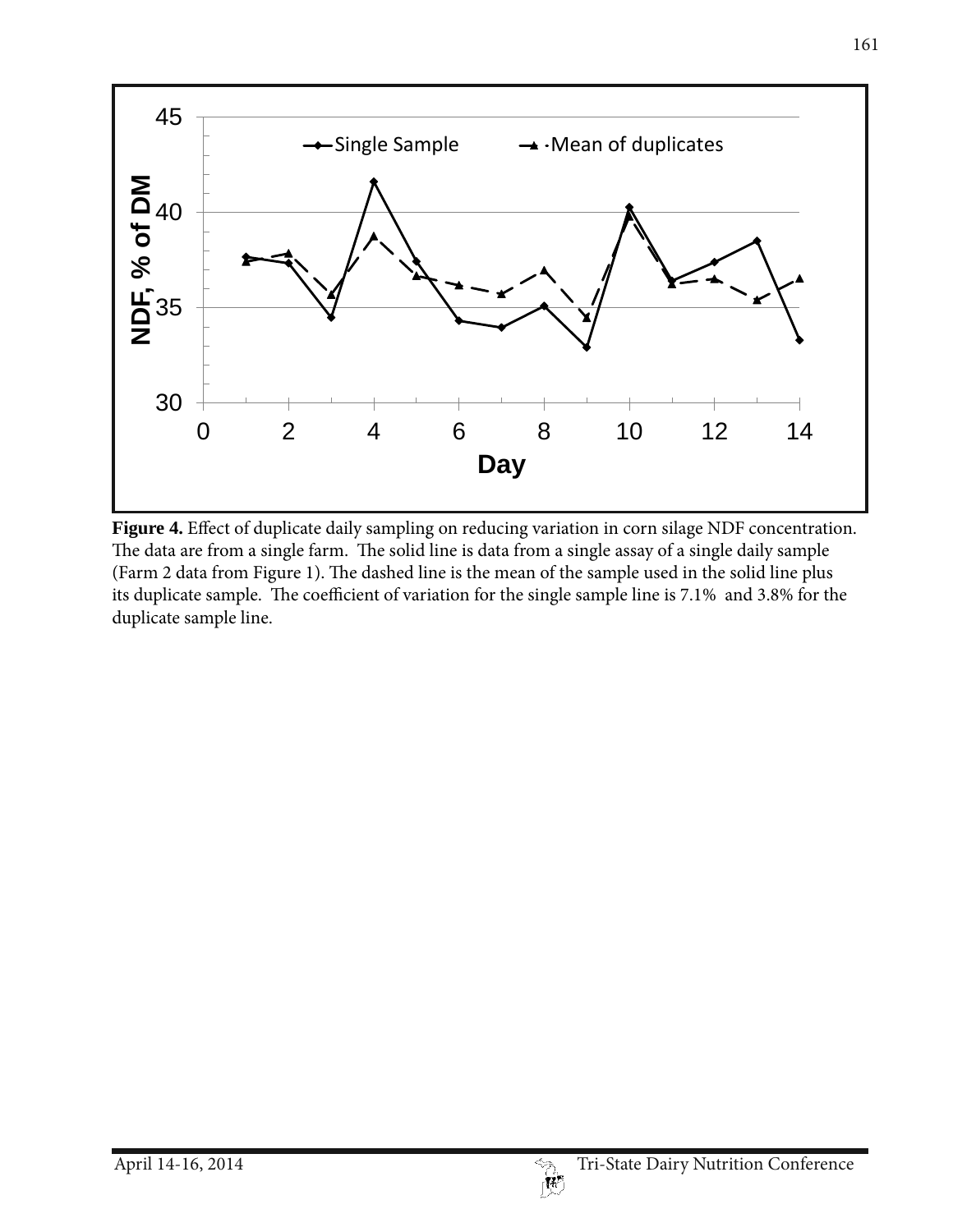**Figure 4.** Effect of duplicate daily sampling on reducing variation in corn silage NDF concentration. The data are from a single farm. The solid line is data from a single assay of a single daily sample (Farm 2 data from Figure 1). The dashed line is the mean of the sample used in the solid line plus its duplicate sample. The coefficient of variation for the single sample line is 7.1% and 3.8% for the duplicate sample line.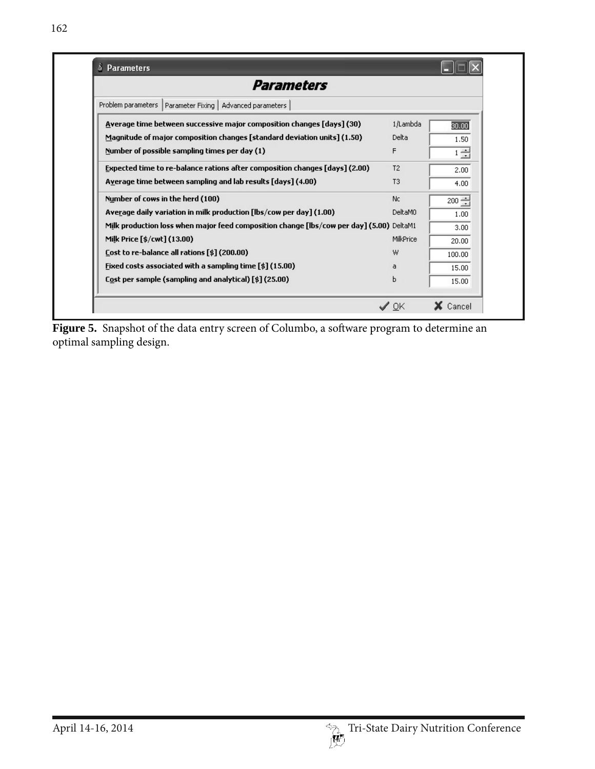**Parameters**

Problem parameters | Parameter Fixing | Advanced parameters

| Parameter | Symbol | Value |
|---|---|---|
| Average time between successive major composition changes [days] (30) | 1/Lambda | 30.00 |
| Magnitude of major composition changes [standard deviation units] (1.50) | Delta | 1.50 |
| Number of possible sampling times per day (1) | F | 1 |
| Expected time to re-balance rations after composition changes [days] (2.00) | T2 | 2.00 |
| Average time between sampling and lab results [days] (4.00) | T3 | 4.00 |
| Number of cows in the herd (100) | Nc | 200 |
| Average daily variation in milk production [lbs/cow per day] (1.00) | DeltaM0 | 1.00 |
| Milk production loss when major feed composition change [lbs/cow per day] (5.00) | DeltaM1 | 3.00 |
| Milk Price [$/cwt] (13.00) | MilkPrice | 20.00 |
| Cost to re-balance all rations [$] (200.00) | W | 100.00 |
| Fixed costs associated with a sampling time [$] (15.00) | a | 15.00 |
| Cost per sample (sampling and analytical) [$] (25.00) | b | 15.00 |

OK    Cancel

**Figure 5.** Snapshot of the data entry screen of Columbo, a software program to determine an optimal sampling design.